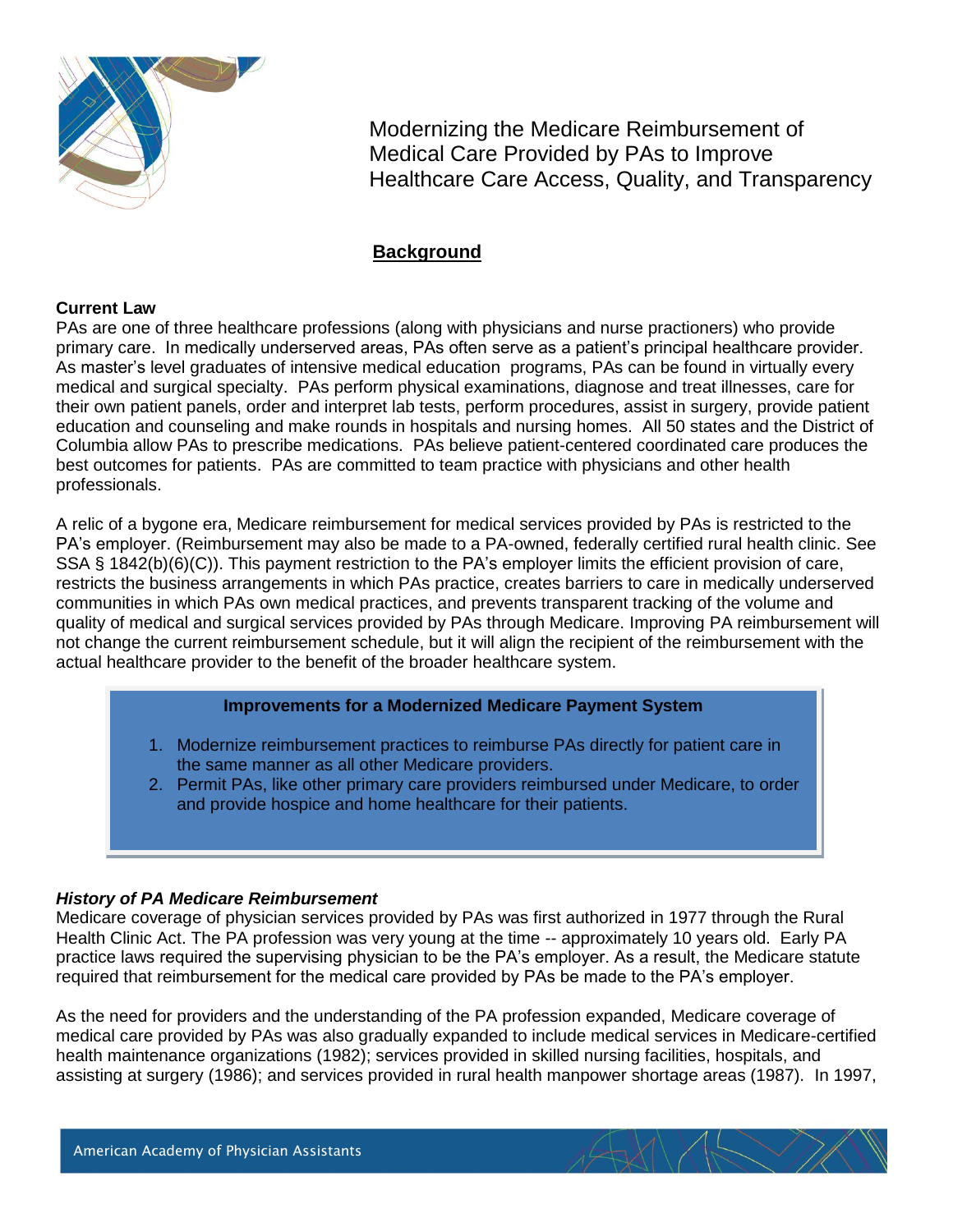# Modernizing the Medicare Reimbursement of Medical Care Provided by PAs to Improve Healthcare Care Access, Quality, and Transparency

## Background

**Current Law**

PAs are one of three healthcare professions (along with physicians and nurse practioners) who provide primary care. In medically underserved areas, PAs often serve as a patient's principal healthcare provider. As master's level graduates of intensive medical education programs, PAs can be found in virtually every medical and surgical specialty. PAs perform physical examinations, diagnose and treat illnesses, care for their own patient panels, order and interpret lab tests, perform procedures, assist in surgery, provide patient education and counseling and make rounds in hospitals and nursing homes. All 50 states and the District of Columbia allow PAs to prescribe medications. PAs believe patient-centered coordinated care produces the best outcomes for patients. PAs are committed to team practice with physicians and other health professionals.

A relic of a bygone era, Medicare reimbursement for medical services provided by PAs is restricted to the PA's employer. (Reimbursement may also be made to a PA-owned, federally certified rural health clinic. See SSA § 1842(b)(6)(C)). This payment restriction to the PA's employer limits the efficient provision of care, restricts the business arrangements in which PAs practice, creates barriers to care in medically underserved communities in which PAs own medical practices, and prevents transparent tracking of the volume and quality of medical and surgical services provided by PAs through Medicare. Improving PA reimbursement will not change the current reimbursement schedule, but it will align the recipient of the reimbursement with the actual healthcare provider to the benefit of the broader healthcare system.

> **Improvements for a Modernized Medicare Payment System**
>
> 1. Modernize reimbursement practices to reimburse PAs directly for patient care in the same manner as all other Medicare providers.
> 2. Permit PAs, like other primary care providers reimbursed under Medicare, to order and provide hospice and home healthcare for their patients.

***History of PA Medicare Reimbursement***

Medicare coverage of physician services provided by PAs was first authorized in 1977 through the Rural Health Clinic Act. The PA profession was very young at the time -- approximately 10 years old. Early PA practice laws required the supervising physician to be the PA's employer. As a result, the Medicare statute required that reimbursement for the medical care provided by PAs be made to the PA's employer.

As the need for providers and the understanding of the PA profession expanded, Medicare coverage of medical care provided by PAs was also gradually expanded to include medical services in Medicare-certified health maintenance organizations (1982); services provided in skilled nursing facilities, hospitals, and assisting at surgery (1986); and services provided in rural health manpower shortage areas (1987). In 1997,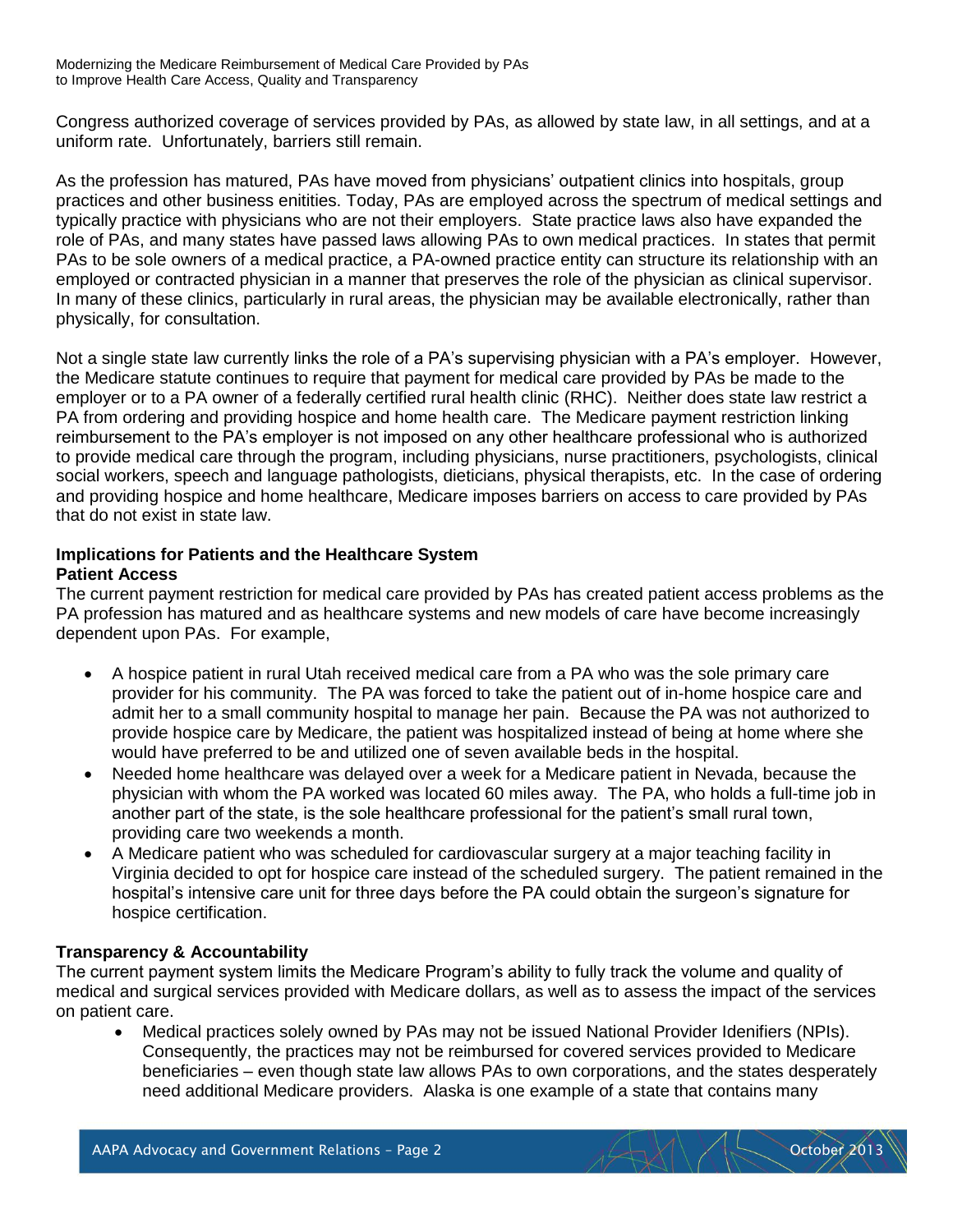Congress authorized coverage of services provided by PAs, as allowed by state law, in all settings, and at a uniform rate. Unfortunately, barriers still remain.

As the profession has matured, PAs have moved from physicians' outpatient clinics into hospitals, group practices and other business enitities. Today, PAs are employed across the spectrum of medical settings and typically practice with physicians who are not their employers. State practice laws also have expanded the role of PAs, and many states have passed laws allowing PAs to own medical practices. In states that permit PAs to be sole owners of a medical practice, a PA-owned practice entity can structure its relationship with an employed or contracted physician in a manner that preserves the role of the physician as clinical supervisor. In many of these clinics, particularly in rural areas, the physician may be available electronically, rather than physically, for consultation.

Not a single state law currently links the role of a PA's supervising physician with a PA's employer. However, the Medicare statute continues to require that payment for medical care provided by PAs be made to the employer or to a PA owner of a federally certified rural health clinic (RHC). Neither does state law restrict a PA from ordering and providing hospice and home health care. The Medicare payment restriction linking reimbursement to the PA's employer is not imposed on any other healthcare professional who is authorized to provide medical care through the program, including physicians, nurse practitioners, psychologists, clinical social workers, speech and language pathologists, dieticians, physical therapists, etc. In the case of ordering and providing hospice and home healthcare, Medicare imposes barriers on access to care provided by PAs that do not exist in state law.

**Implications for Patients and the Healthcare System**

**Patient Access**

The current payment restriction for medical care provided by PAs has created patient access problems as the PA profession has matured and as healthcare systems and new models of care have become increasingly dependent upon PAs. For example,

- A hospice patient in rural Utah received medical care from a PA who was the sole primary care provider for his community. The PA was forced to take the patient out of in-home hospice care and admit her to a small community hospital to manage her pain. Because the PA was not authorized to provide hospice care by Medicare, the patient was hospitalized instead of being at home where she would have preferred to be and utilized one of seven available beds in the hospital.
- Needed home healthcare was delayed over a week for a Medicare patient in Nevada, because the physician with whom the PA worked was located 60 miles away. The PA, who holds a full-time job in another part of the state, is the sole healthcare professional for the patient's small rural town, providing care two weekends a month.
- A Medicare patient who was scheduled for cardiovascular surgery at a major teaching facility in Virginia decided to opt for hospice care instead of the scheduled surgery. The patient remained in the hospital's intensive care unit for three days before the PA could obtain the surgeon's signature for hospice certification.

**Transparency & Accountability**

The current payment system limits the Medicare Program's ability to fully track the volume and quality of medical and surgical services provided with Medicare dollars, as well as to assess the impact of the services on patient care.

- Medical practices solely owned by PAs may not be issued National Provider Idenifiers (NPIs). Consequently, the practices may not be reimbursed for covered services provided to Medicare beneficiaries – even though state law allows PAs to own corporations, and the states desperately need additional Medicare providers. Alaska is one example of a state that contains many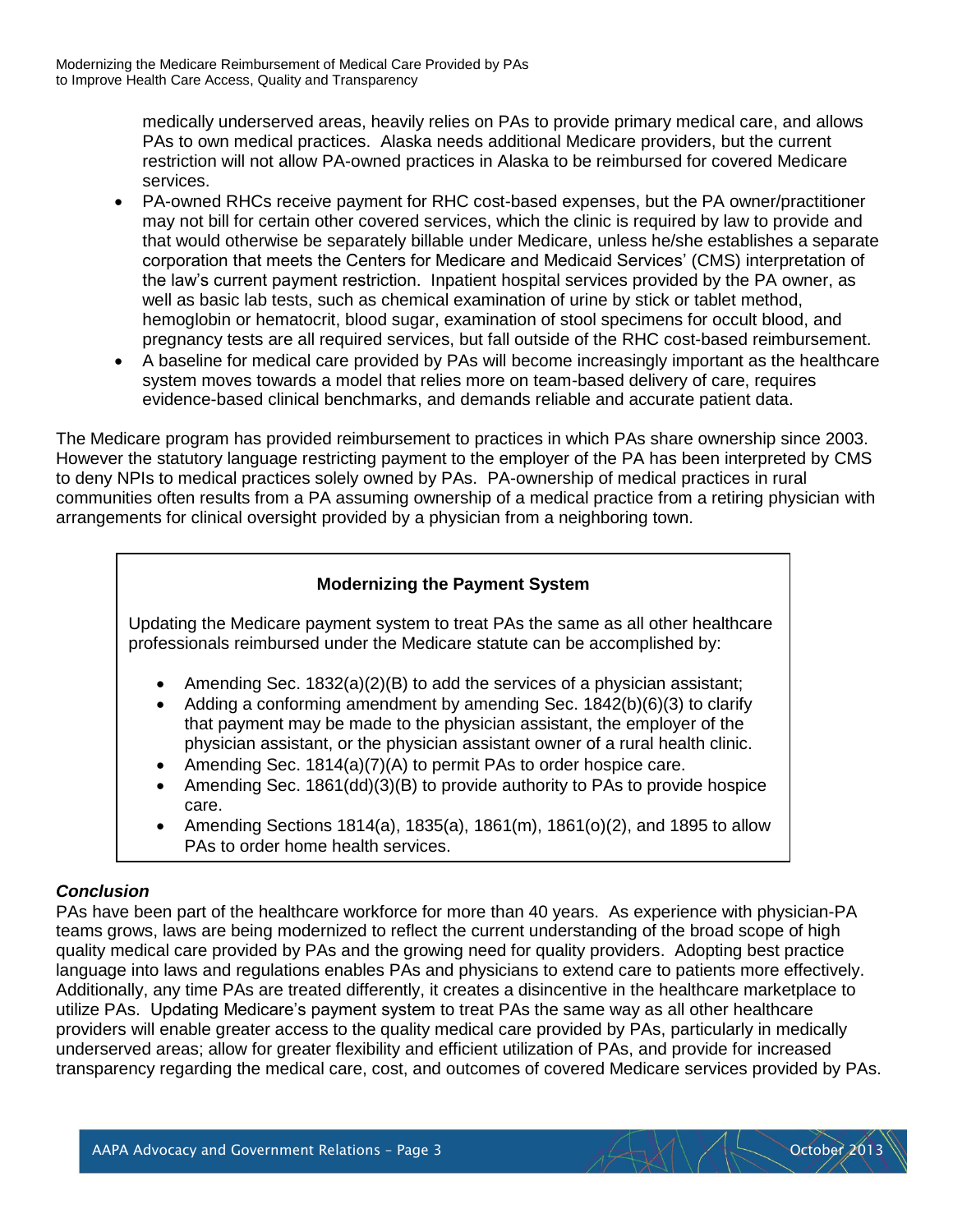medically underserved areas, heavily relies on PAs to provide primary medical care, and allows PAs to own medical practices. Alaska needs additional Medicare providers, but the current restriction will not allow PA-owned practices in Alaska to be reimbursed for covered Medicare services.

- PA-owned RHCs receive payment for RHC cost-based expenses, but the PA owner/practitioner may not bill for certain other covered services, which the clinic is required by law to provide and that would otherwise be separately billable under Medicare, unless he/she establishes a separate corporation that meets the Centers for Medicare and Medicaid Services' (CMS) interpretation of the law's current payment restriction. Inpatient hospital services provided by the PA owner, as well as basic lab tests, such as chemical examination of urine by stick or tablet method, hemoglobin or hematocrit, blood sugar, examination of stool specimens for occult blood, and pregnancy tests are all required services, but fall outside of the RHC cost-based reimbursement.
- A baseline for medical care provided by PAs will become increasingly important as the healthcare system moves towards a model that relies more on team-based delivery of care, requires evidence-based clinical benchmarks, and demands reliable and accurate patient data.

The Medicare program has provided reimbursement to practices in which PAs share ownership since 2003. However the statutory language restricting payment to the employer of the PA has been interpreted by CMS to deny NPIs to medical practices solely owned by PAs. PA-ownership of medical practices in rural communities often results from a PA assuming ownership of a medical practice from a retiring physician with arrangements for clinical oversight provided by a physician from a neighboring town.

**Modernizing the Payment System**

Updating the Medicare payment system to treat PAs the same as all other healthcare professionals reimbursed under the Medicare statute can be accomplished by:

- Amending Sec. 1832(a)(2)(B) to add the services of a physician assistant;
- Adding a conforming amendment by amending Sec. 1842(b)(6)(3) to clarify that payment may be made to the physician assistant, the employer of the physician assistant, or the physician assistant owner of a rural health clinic.
- Amending Sec. 1814(a)(7)(A) to permit PAs to order hospice care.
- Amending Sec. 1861(dd)(3)(B) to provide authority to PAs to provide hospice care.
- Amending Sections 1814(a), 1835(a), 1861(m), 1861(o)(2), and 1895 to allow PAs to order home health services.

### *Conclusion*

PAs have been part of the healthcare workforce for more than 40 years. As experience with physician-PA teams grows, laws are being modernized to reflect the current understanding of the broad scope of high quality medical care provided by PAs and the growing need for quality providers. Adopting best practice language into laws and regulations enables PAs and physicians to extend care to patients more effectively. Additionally, any time PAs are treated differently, it creates a disincentive in the healthcare marketplace to utilize PAs. Updating Medicare's payment system to treat PAs the same way as all other healthcare providers will enable greater access to the quality medical care provided by PAs, particularly in medically underserved areas; allow for greater flexibility and efficient utilization of PAs, and provide for increased transparency regarding the medical care, cost, and outcomes of covered Medicare services provided by PAs.